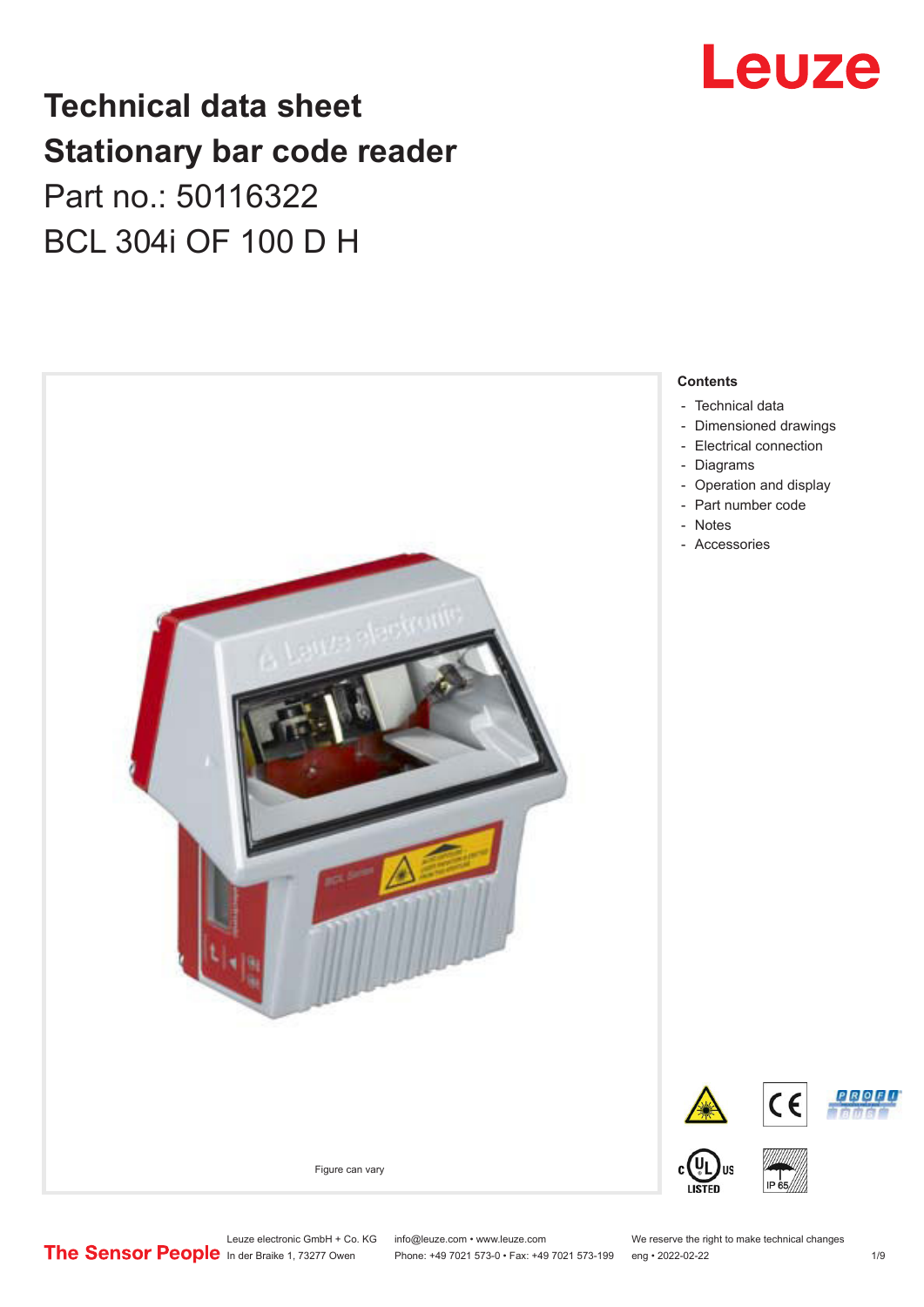# Technical data sheet
# Stationary bar code reader

Part no.: 50116322

BCL 304i OF 100 D H

Figure can vary

**Contents**

- Technical data
- Dimensioned drawings
- Electrical connection
- Diagrams
- Operation and display
- Part number code
- Notes
- Accessories

Leuze electronic GmbH + Co. KG
In der Braike 1, 73277 Owen

info@leuze.com • www.leuze.com
Phone: +49 7021 573-0 • Fax: +49 7021 573-199

We reserve the right to make technical changes
eng • 2022-02-22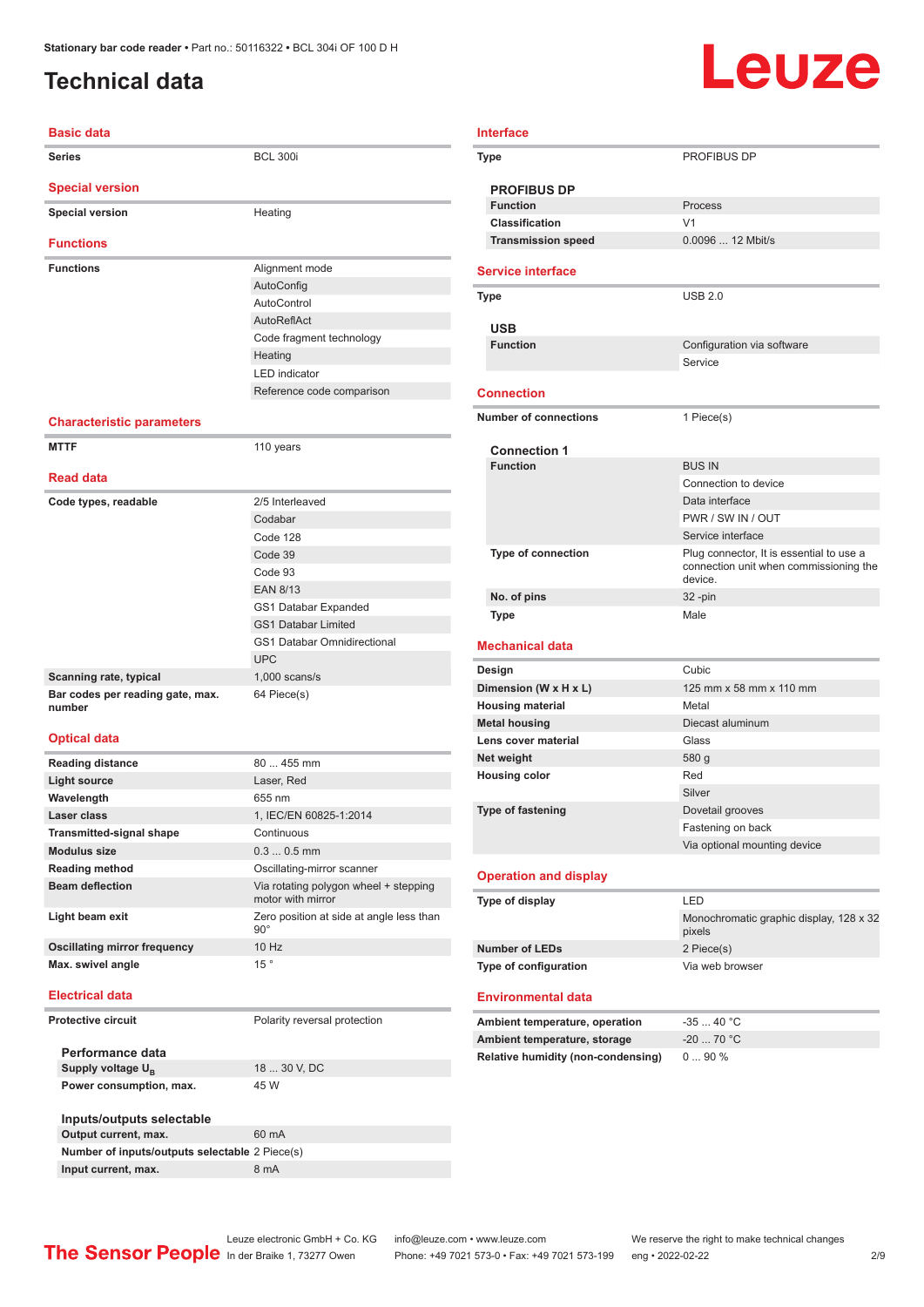Stationary bar code reader • Part no.: 50116322 • BCL 304i OF 100 D H

# Technical data

## Basic data

| | |
|---|---|
| Series | BCL 300i |

## Special version

| | |
|---|---|
| Special version | Heating |

## Functions

| | |
|---|---|
| Functions | Alignment mode |
| | AutoConfig |
| | AutoControl |
| | AutoReflAct |
| | Code fragment technology |
| | Heating |
| | LED indicator |
| | Reference code comparison |

## Characteristic parameters

| | |
|---|---|
| MTTF | 110 years |

## Read data

| | |
|---|---|
| Code types, readable | 2/5 Interleaved |
| | Codabar |
| | Code 128 |
| | Code 39 |
| | Code 93 |
| | EAN 8/13 |
| | GS1 Databar Expanded |
| | GS1 Databar Limited |
| | GS1 Databar Omnidirectional |
| | UPC |
| Scanning rate, typical | 1,000 scans/s |
| Bar codes per reading gate, max. number | 64 Piece(s) |

## Optical data

| | |
|---|---|
| Reading distance | 80 ... 455 mm |
| Light source | Laser, Red |
| Wavelength | 655 nm |
| Laser class | 1, IEC/EN 60825-1:2014 |
| Transmitted-signal shape | Continuous |
| Modulus size | 0.3 ... 0.5 mm |
| Reading method | Oscillating-mirror scanner |
| Beam deflection | Via rotating polygon wheel + stepping motor with mirror |
| Light beam exit | Zero position at side at angle less than 90° |
| Oscillating mirror frequency | 10 Hz |
| Max. swivel angle | 15 ° |

## Electrical data

| | |
|---|---|
| Protective circuit | Polarity reversal protection |

### Performance data

| | |
|---|---|
| Supply voltage $U_B$ | 18 ... 30 V, DC |
| Power consumption, max. | 45 W |

### Inputs/outputs selectable

| | |
|---|---|
| Output current, max. | 60 mA |
| Number of inputs/outputs selectable | 2 Piece(s) |
| Input current, max. | 8 mA |

## Interface

| | |
|---|---|
| Type | PROFIBUS DP |

### PROFIBUS DP

| | |
|---|---|
| Function | Process |
| Classification | V1 |
| Transmission speed | 0.0096 ... 12 Mbit/s |

## Service interface

| | |
|---|---|
| Type | USB 2.0 |

### USB

| | |
|---|---|
| Function | Configuration via software |
| | Service |

## Connection

| | |
|---|---|
| Number of connections | 1 Piece(s) |

### Connection 1

| | |
|---|---|
| Function | BUS IN |
| | Connection to device |
| | Data interface |
| | PWR / SW IN / OUT |
| | Service interface |
| Type of connection | Plug connector, It is essential to use a connection unit when commissioning the device. |
| No. of pins | 32 -pin |
| Type | Male |

## Mechanical data

| | |
|---|---|
| Design | Cubic |
| Dimension (W x H x L) | 125 mm x 58 mm x 110 mm |
| Housing material | Metal |
| Metal housing | Diecast aluminum |
| Lens cover material | Glass |
| Net weight | 580 g |
| Housing color | Red |
| | Silver |
| Type of fastening | Dovetail grooves |
| | Fastening on back |
| | Via optional mounting device |

## Operation and display

| | |
|---|---|
| Type of display | LED |
| | Monochromatic graphic display, 128 x 32 pixels |
| Number of LEDs | 2 Piece(s) |
| Type of configuration | Via web browser |

## Environmental data

| | |
|---|---|
| Ambient temperature, operation | -35 ... 40 °C |
| Ambient temperature, storage | -20 ... 70 °C |
| Relative humidity (non-condensing) | 0 ... 90 % |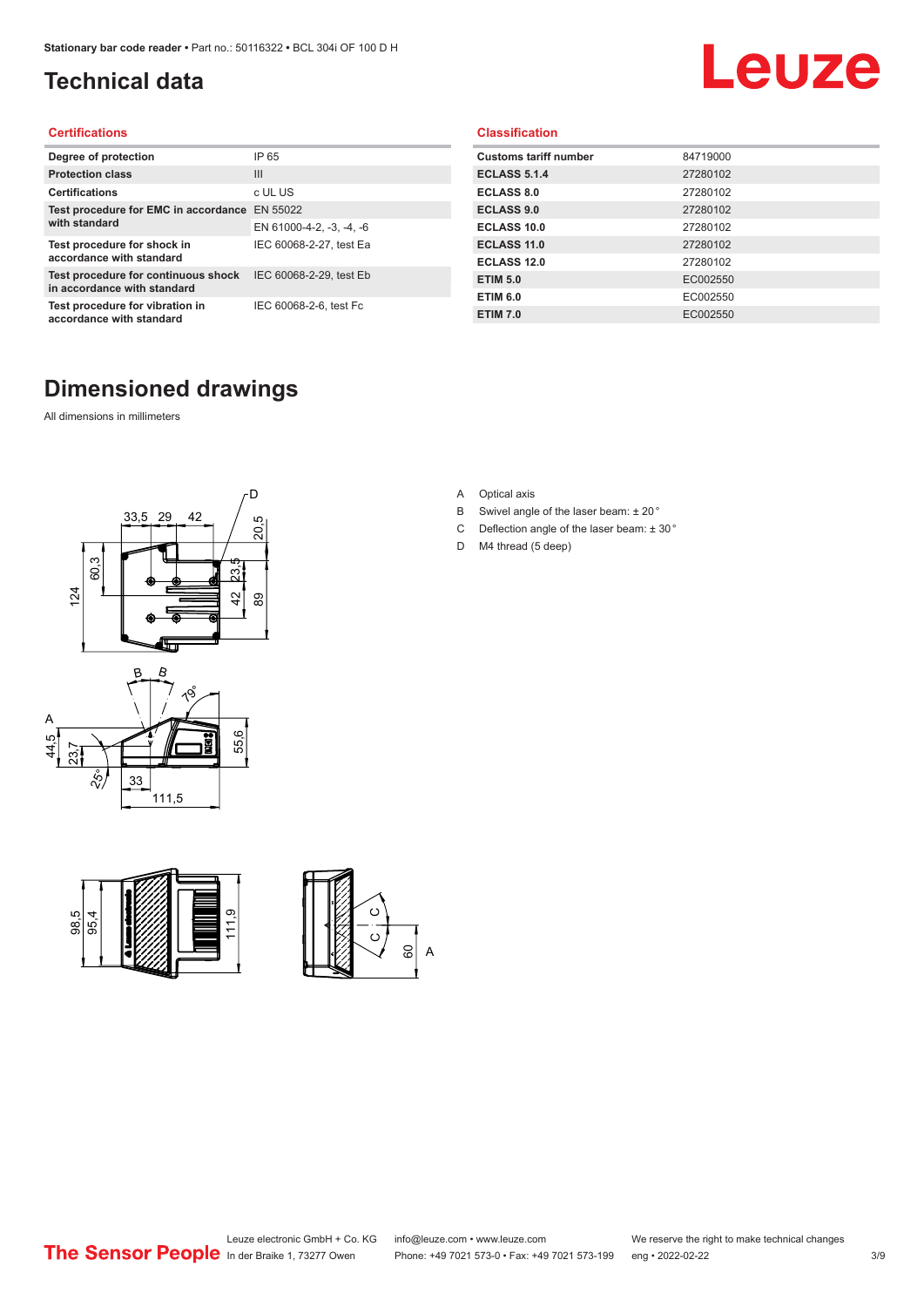# Technical data

## Certifications

| | |
|---|---|
| Degree of protection | IP 65 |
| Protection class | III |
| Certifications | c UL US |
| Test procedure for EMC in accordance with standard | EN 55022 |
| | EN 61000-4-2, -3, -4, -6 |
| Test procedure for shock in accordance with standard | IEC 60068-2-27, test Ea |
| Test procedure for continuous shock in accordance with standard | IEC 60068-2-29, test Eb |
| Test procedure for vibration in accordance with standard | IEC 60068-2-6, test Fc |

## Classification

| | |
|---|---|
| Customs tariff number | 84719000 |
| ECLASS 5.1.4 | 27280102 |
| ECLASS 8.0 | 27280102 |
| ECLASS 9.0 | 27280102 |
| ECLASS 10.0 | 27280102 |
| ECLASS 11.0 | 27280102 |
| ECLASS 12.0 | 27280102 |
| ETIM 5.0 | EC002550 |
| ETIM 6.0 | EC002550 |
| ETIM 7.0 | EC002550 |

# Dimensioned drawings

All dimensions in millimeters

A Optical axis

B Swivel angle of the laser beam: ± 20 °

C Deflection angle of the laser beam: ± 30 °

D M4 thread (5 deep)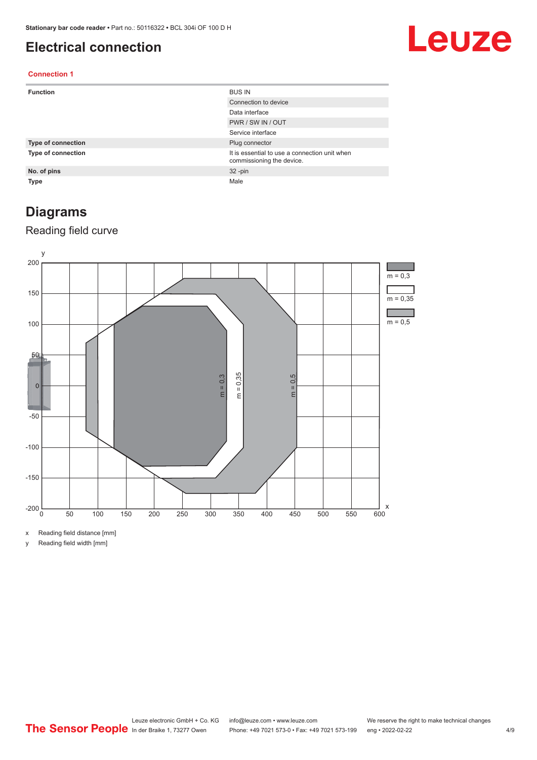# Electrical connection

### Connection 1

| | |
|---|---|
| **Function** | BUS IN |
| | Connection to device |
| | Data interface |
| | PWR / SW IN / OUT |
| | Service interface |
| **Type of connection** | Plug connector |
| **Type of connection** | It is essential to use a connection unit when commissioning the device. |
| **No. of pins** | 32 -pin |
| **Type** | Male |

## Diagrams

### Reading field curve

x Reading field distance [mm]

y Reading field width [mm]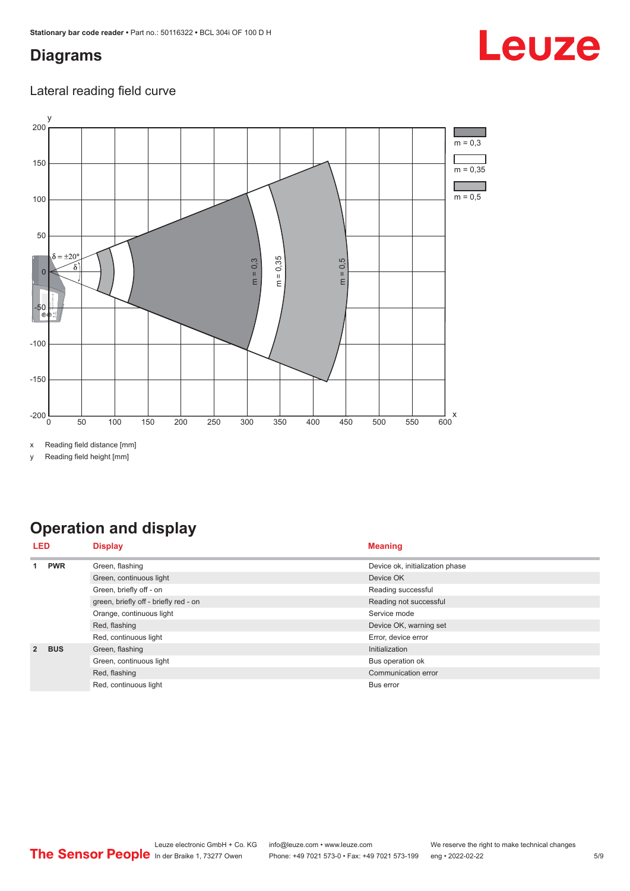# Diagrams

## Lateral reading field curve

x Reading field distance [mm]

y Reading field height [mm]

# Operation and display

| LED | | Display | Meaning |
|---|---|---|---|
| 1 | PWR | Green, flashing | Device ok, initialization phase |
| | | Green, continuous light | Device OK |
| | | Green, briefly off - on | Reading successful |
| | | green, briefly off - briefly red - on | Reading not successful |
| | | Orange, continuous light | Service mode |
| | | Red, flashing | Device OK, warning set |
| | | Red, continuous light | Error, device error |
| 2 | BUS | Green, flashing | Initialization |
| | | Green, continuous light | Bus operation ok |
| | | Red, flashing | Communication error |
| | | Red, continuous light | Bus error |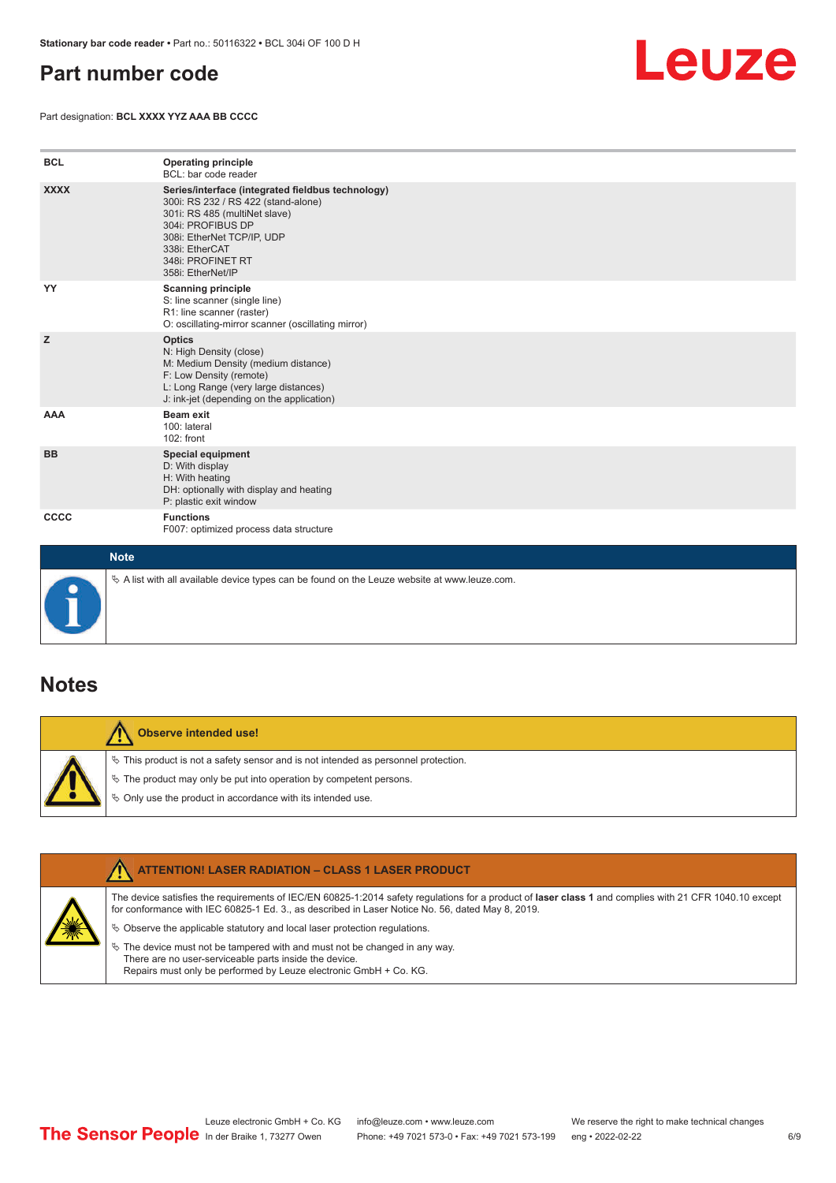# Part number code

Part designation: **BCL XXXX YYZ AAA BB CCCC**

| | |
|---|---|
| **BCL** | **Operating principle**<br>BCL: bar code reader |
| **XXXX** | **Series/interface (integrated fieldbus technology)**<br>300i: RS 232 / RS 422 (stand-alone)<br>301i: RS 485 (multiNet slave)<br>304i: PROFIBUS DP<br>308i: EtherNet TCP/IP, UDP<br>338i: EtherCAT<br>348i: PROFINET RT<br>358i: EtherNet/IP |
| **YY** | **Scanning principle**<br>S: line scanner (single line)<br>R1: line scanner (raster)<br>O: oscillating-mirror scanner (oscillating mirror) |
| **Z** | **Optics**<br>N: High Density (close)<br>M: Medium Density (medium distance)<br>F: Low Density (remote)<br>L: Long Range (very large distances)<br>J: ink-jet (depending on the application) |
| **AAA** | **Beam exit**<br>100: lateral<br>102: front |
| **BB** | **Special equipment**<br>D: With display<br>H: With heating<br>DH: optionally with display and heating<br>P: plastic exit window |
| **CCCC** | **Functions**<br>F007: optimized process data structure |

**Note**

↳ A list with all available device types can be found on the Leuze website at www.leuze.com.

# Notes

**Observe intended use!**

↳ This product is not a safety sensor and is not intended as personnel protection.

↳ The product may only be put into operation by competent persons.

↳ Only use the product in accordance with its intended use.

**ATTENTION! LASER RADIATION – CLASS 1 LASER PRODUCT**

The device satisfies the requirements of IEC/EN 60825-1:2014 safety regulations for a product of **laser class 1** and complies with 21 CFR 1040.10 except for conformance with IEC 60825-1 Ed. 3., as described in Laser Notice No. 56, dated May 8, 2019.

↳ Observe the applicable statutory and local laser protection regulations.

↳ The device must not be tampered with and must not be changed in any way.
There are no user-serviceable parts inside the device.
Repairs must only be performed by Leuze electronic GmbH + Co. KG.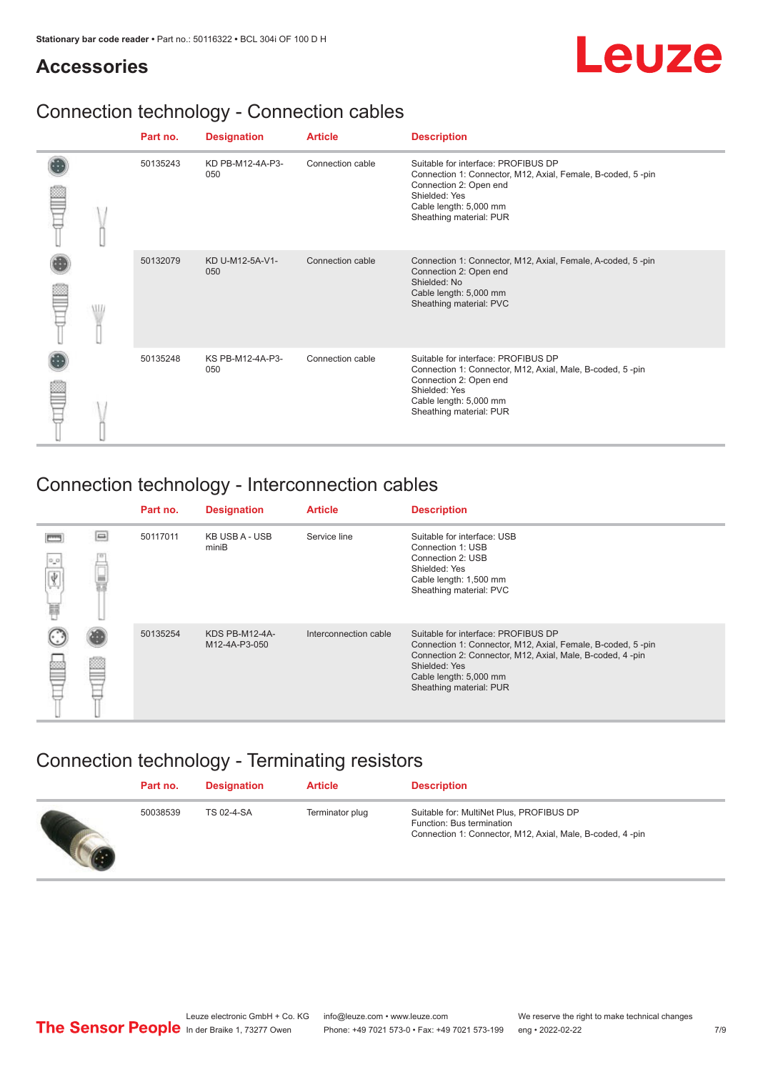# Accessories

## Connection technology - Connection cables

| Part no. | Designation | Article | Description |
|---|---|---|---|
| 50135243 | KD PB-M12-4A-P3-050 | Connection cable | Suitable for interface: PROFIBUS DP<br>Connection 1: Connector, M12, Axial, Female, B-coded, 5 -pin<br>Connection 2: Open end<br>Shielded: Yes<br>Cable length: 5,000 mm<br>Sheathing material: PUR |
| 50132079 | KD U-M12-5A-V1-050 | Connection cable | Connection 1: Connector, M12, Axial, Female, A-coded, 5 -pin<br>Connection 2: Open end<br>Shielded: No<br>Cable length: 5,000 mm<br>Sheathing material: PVC |
| 50135248 | KS PB-M12-4A-P3-050 | Connection cable | Suitable for interface: PROFIBUS DP<br>Connection 1: Connector, M12, Axial, Male, B-coded, 5 -pin<br>Connection 2: Open end<br>Shielded: Yes<br>Cable length: 5,000 mm<br>Sheathing material: PUR |

## Connection technology - Interconnection cables

| Part no. | Designation | Article | Description |
|---|---|---|---|
| 50117011 | KB USB A - USB miniB | Service line | Suitable for interface: USB<br>Connection 1: USB<br>Connection 2: USB<br>Shielded: Yes<br>Cable length: 1,500 mm<br>Sheathing material: PVC |
| 50135254 | KDS PB-M12-4A-M12-4A-P3-050 | Interconnection cable | Suitable for interface: PROFIBUS DP<br>Connection 1: Connector, M12, Axial, Female, B-coded, 5 -pin<br>Connection 2: Connector, M12, Axial, Male, B-coded, 4 -pin<br>Shielded: Yes<br>Cable length: 5,000 mm<br>Sheathing material: PUR |

## Connection technology - Terminating resistors

| Part no. | Designation | Article | Description |
|---|---|---|---|
| 50038539 | TS 02-4-SA | Terminator plug | Suitable for: MultiNet Plus, PROFIBUS DP<br>Function: Bus termination<br>Connection 1: Connector, M12, Axial, Male, B-coded, 4 -pin |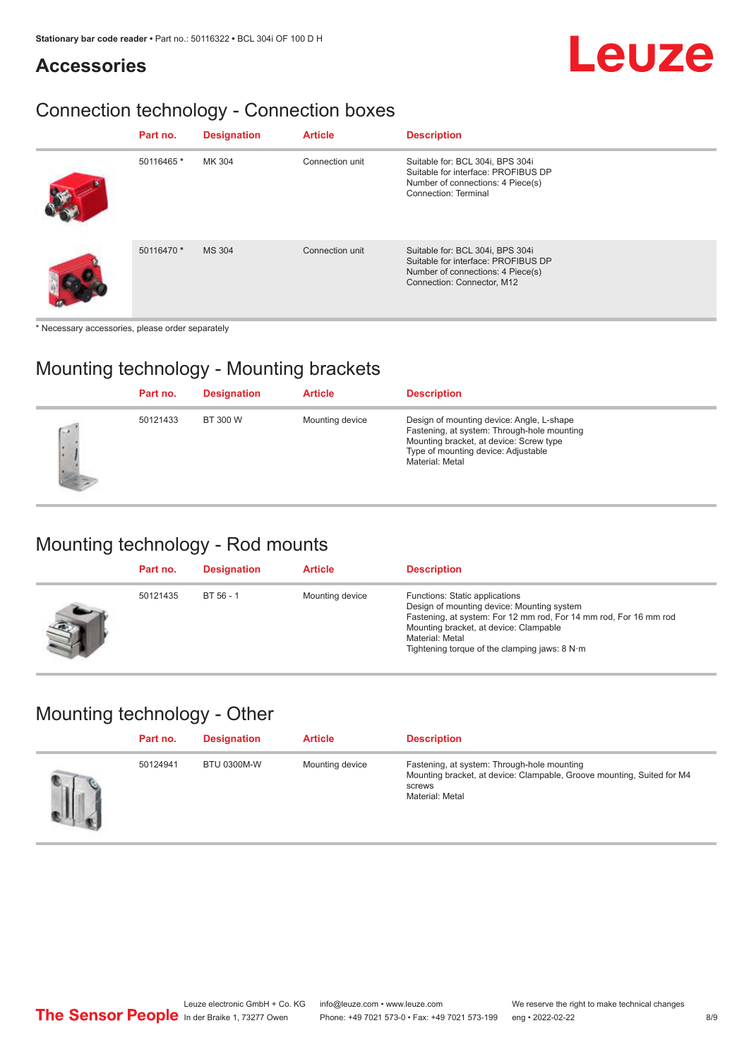## Accessories

### Connection technology - Connection boxes

| Part no. | Designation | Article | Description |
| --- | --- | --- | --- |
| 50116465 * | MK 304 | Connection unit | Suitable for: BCL 304i, BPS 304i<br>Suitable for interface: PROFIBUS DP<br>Number of connections: 4 Piece(s)<br>Connection: Terminal |
| 50116470 * | MS 304 | Connection unit | Suitable for: BCL 304i, BPS 304i<br>Suitable for interface: PROFIBUS DP<br>Number of connections: 4 Piece(s)<br>Connection: Connector, M12 |

* Necessary accessories, please order separately

### Mounting technology - Mounting brackets

| Part no. | Designation | Article | Description |
| --- | --- | --- | --- |
| 50121433 | BT 300 W | Mounting device | Design of mounting device: Angle, L-shape<br>Fastening, at system: Through-hole mounting<br>Mounting bracket, at device: Screw type<br>Type of mounting device: Adjustable<br>Material: Metal |

### Mounting technology - Rod mounts

| Part no. | Designation | Article | Description |
| --- | --- | --- | --- |
| 50121435 | BT 56 - 1 | Mounting device | Functions: Static applications<br>Design of mounting device: Mounting system<br>Fastening, at system: For 12 mm rod, For 14 mm rod, For 16 mm rod<br>Mounting bracket, at device: Clampable<br>Material: Metal<br>Tightening torque of the clamping jaws: 8 N·m |

### Mounting technology - Other

| Part no. | Designation | Article | Description |
| --- | --- | --- | --- |
| 50124941 | BTU 0300M-W | Mounting device | Fastening, at system: Through-hole mounting<br>Mounting bracket, at device: Clampable, Groove mounting, Suited for M4 screws<br>Material: Metal |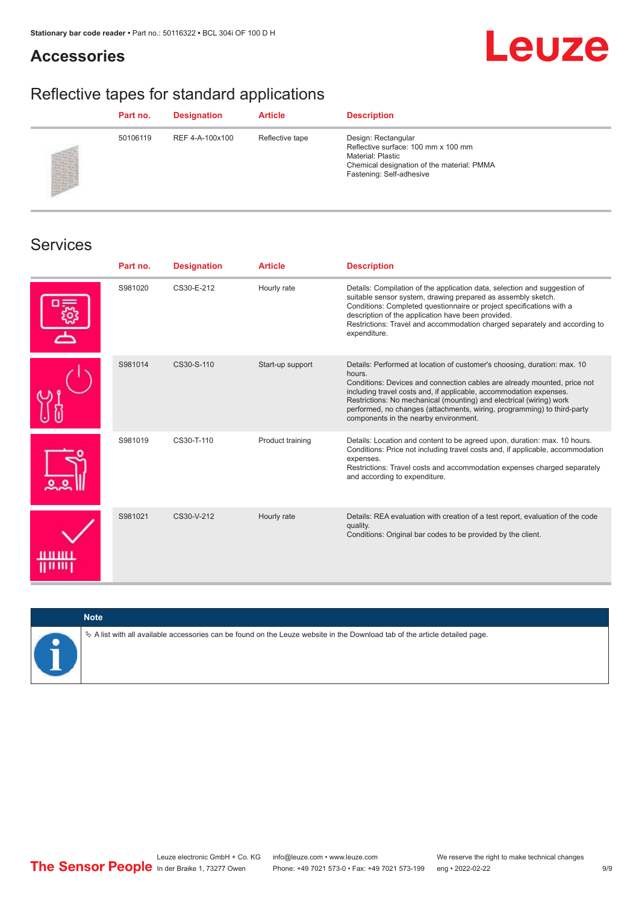## Accessories

# Reflective tapes for standard applications

| | Part no. | Designation | Article | Description |
|---|---|---|---|---|
| | 50106119 | REF 4-A-100x100 | Reflective tape | Design: Rectangular<br>Reflective surface: 100 mm x 100 mm<br>Material: Plastic<br>Chemical designation of the material: PMMA<br>Fastening: Self-adhesive |

# Services

| | Part no. | Designation | Article | Description |
|---|---|---|---|---|
| | S981020 | CS30-E-212 | Hourly rate | Details: Compilation of the application data, selection and suggestion of suitable sensor system, drawing prepared as assembly sketch.<br>Conditions: Completed questionnaire or project specifications with a description of the application have been provided.<br>Restrictions: Travel and accommodation charged separately and according to expenditure. |
| | S981014 | CS30-S-110 | Start-up support | Details: Performed at location of customer's choosing, duration: max. 10 hours.<br>Conditions: Devices and connection cables are already mounted, price not including travel costs and, if applicable, accommodation expenses.<br>Restrictions: No mechanical (mounting) and electrical (wiring) work performed, no changes (attachments, wiring, programming) to third-party components in the nearby environment. |
| | S981019 | CS30-T-110 | Product training | Details: Location and content to be agreed upon, duration: max. 10 hours.<br>Conditions: Price not including travel costs and, if applicable, accommodation expenses.<br>Restrictions: Travel costs and accommodation expenses charged separately and according to expenditure. |
| | S981021 | CS30-V-212 | Hourly rate | Details: REA evaluation with creation of a test report, evaluation of the code quality.<br>Conditions: Original bar codes to be provided by the client. |

**Note**

↳ A list with all available accessories can be found on the Leuze website in the Download tab of the article detailed page.